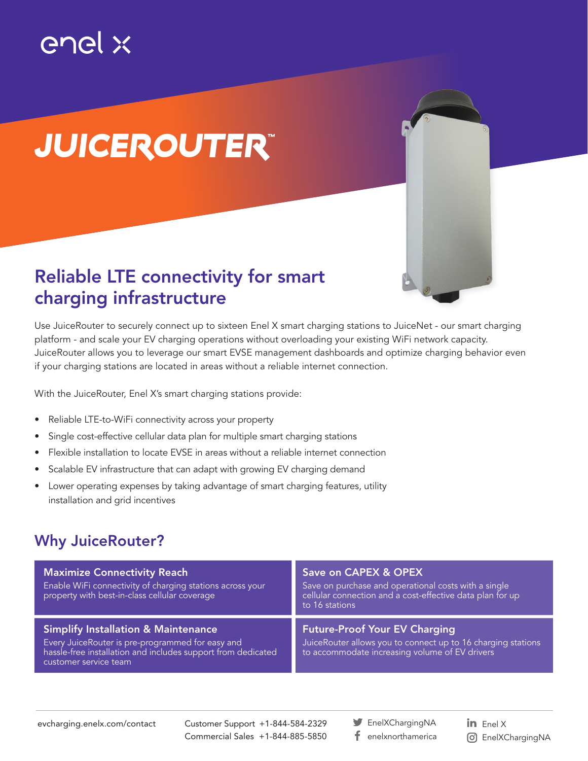enel x

# JUICEROUTER™

## Reliable LTE connectivity for smart charging infrastructure

Use JuiceRouter to securely connect up to sixteen Enel X smart charging stations to JuiceNet - our smart charging platform - and scale your EV charging operations without overloading your existing WiFi network capacity. JuiceRouter allows you to leverage our smart EVSE management dashboards and optimize charging behavior even if your charging stations are located in areas without a reliable internet connection.

With the JuiceRouter, Enel X's smart charging stations provide:

- Reliable LTE-to-WiFi connectivity across your property
- Single cost-effective cellular data plan for multiple smart charging stations
- Flexible installation to locate EVSE in areas without a reliable internet connection
- Scalable EV infrastructure that can adapt with growing EV charging demand
- Lower operating expenses by taking advantage of smart charging features, utility installation and grid incentives

## Why JuiceRouter?

### Maximize Connectivity Reach

Enable WiFi connectivity of charging stations across your property with best-in-class cellular coverage

### Save on CAPEX & OPEX

Save on purchase and operational costs with a single cellular connection and a cost-effective data plan for up to 16 stations

### Simplify Installation & Maintenance

Every JuiceRouter is pre-programmed for easy and hassle-free installation and includes support from dedicated customer service team

### Future-Proof Your EV Charging

JuiceRouter allows you to connect up to 16 charging stations to accommodate increasing volume of EV drivers

evcharging.enelx.com/contact

Customer Support +1-844-584-2329
Commercial Sales +1-844-885-5850

EnelXChargingNA
enelxnorthamerica
Enel X
EnelXChargingNA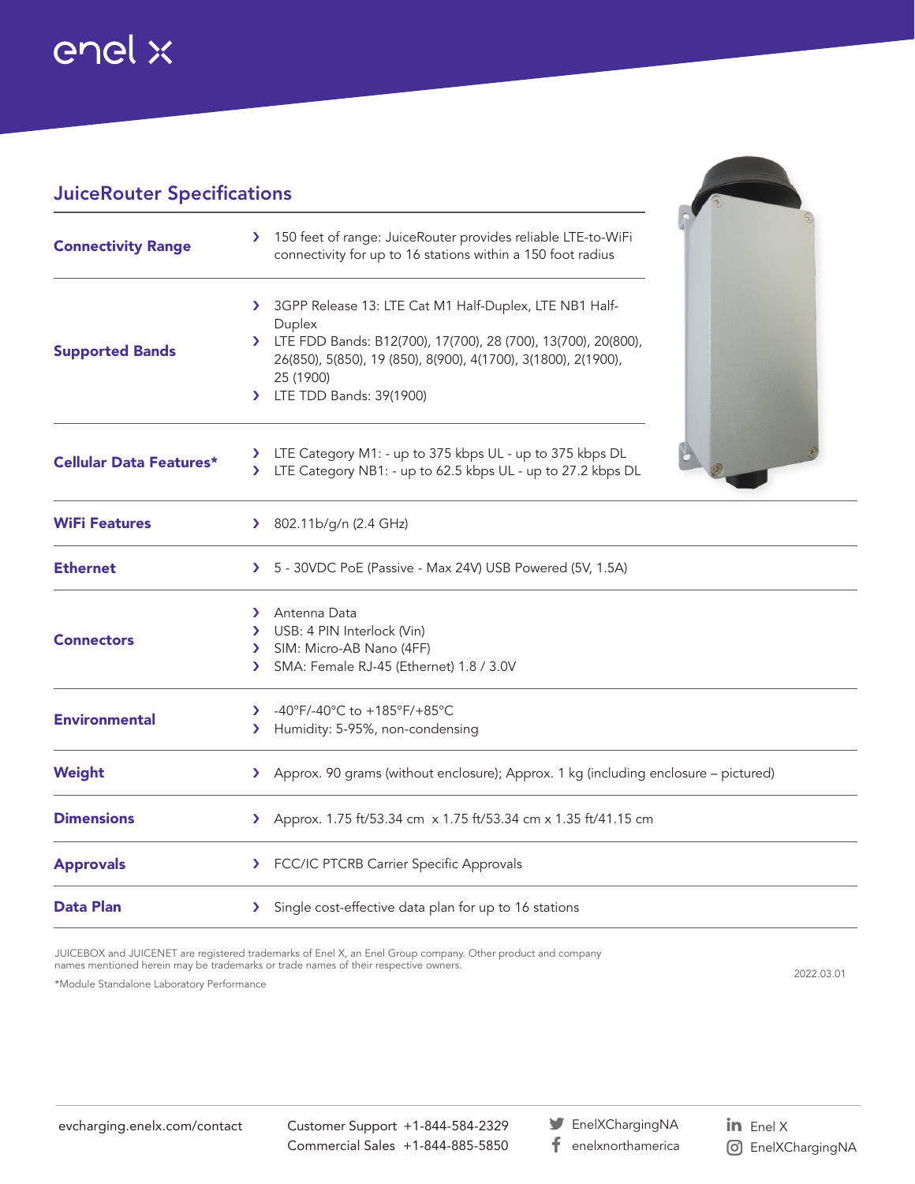## JuiceRouter Specifications

| | |
|---|---|
| **Connectivity Range** | 150 feet of range: JuiceRouter provides reliable LTE-to-WiFi connectivity for up to 16 stations within a 150 foot radius |
| **Supported Bands** | 3GPP Release 13: LTE Cat M1 Half-Duplex, LTE NB1 Half-Duplex<br>LTE FDD Bands: B12(700), 17(700), 28 (700), 13(700), 20(800), 26(850), 5(850), 19 (850), 8(900), 4(1700), 3(1800), 2(1900), 25 (1900)<br>LTE TDD Bands: 39(1900) |
| **Cellular Data Features*** | LTE Category M1: - up to 375 kbps UL - up to 375 kbps DL<br>LTE Category NB1: - up to 62.5 kbps UL - up to 27.2 kbps DL |
| **WiFi Features** | 802.11b/g/n (2.4 GHz) |
| **Ethernet** | 5 - 30VDC PoE (Passive - Max 24V) USB Powered (5V, 1.5A) |
| **Connectors** | Antenna Data<br>USB: 4 PIN Interlock (Vin)<br>SIM: Micro-AB Nano (4FF)<br>SMA: Female RJ-45 (Ethernet) 1.8 / 3.0V |
| **Environmental** | -40°F/-40°C to +185°F/+85°C<br>Humidity: 5-95%, non-condensing |
| **Weight** | Approx. 90 grams (without enclosure); Approx. 1 kg (including enclosure – pictured) |
| **Dimensions** | Approx. 1.75 ft/53.34 cm x 1.75 ft/53.34 cm x 1.35 ft/41.15 cm |
| **Approvals** | FCC/IC PTCRB Carrier Specific Approvals |
| **Data Plan** | Single cost-effective data plan for up to 16 stations |

JUICEBOX and JUICENET are registered trademarks of Enel X, an Enel Group company. Other product and company names mentioned herein may be trademarks or trade names of their respective owners.

*Module Standalone Laboratory Performance

2022.03.01

evcharging.enelx.com/contact

Customer Support +1-844-584-2329
Commercial Sales +1-844-885-5850

EnelXChargingNA
enelxnorthamerica
Enel X
EnelXChargingNA